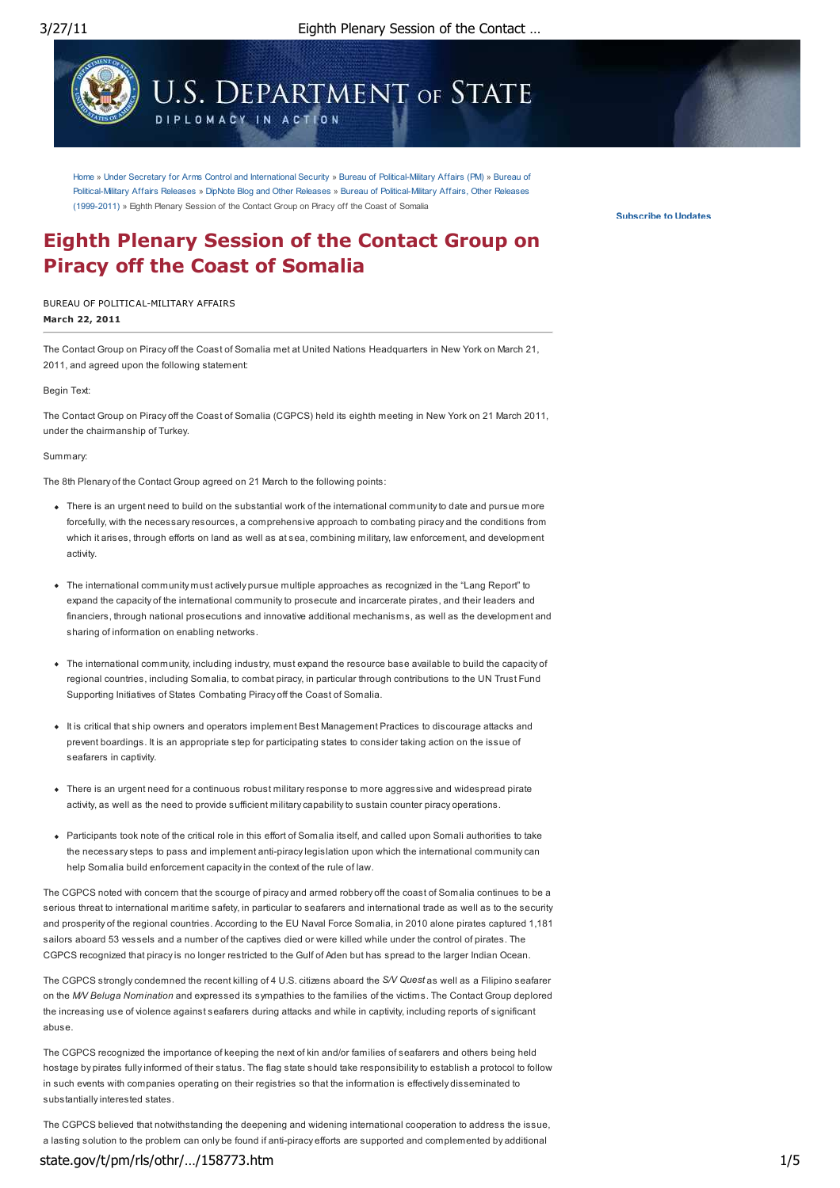Home » Under Secretary for Arms Control and International Security » Bureau of Political-Military Affairs (PM) » Bureau of Political-Military Affairs Releases » DipNote Blog and Other Releases » Bureau of Political-Military Affairs, Other Releases (1999-2011) » Eighth Plenary Session of the Contact Group on Piracy off the Coast of Somalia

Subscribe to Updates

# Eighth Plenary Session of the Contact Group on Piracy off the Coast of Somalia

BUREAU OF POLITICAL-MILITARY AFFAIRS
**March 22, 2011**

The Contact Group on Piracy off the Coast of Somalia met at United Nations Headquarters in New York on March 21, 2011, and agreed upon the following statement:

Begin Text:

The Contact Group on Piracy off the Coast of Somalia (CGPCS) held its eighth meeting in New York on 21 March 2011, under the chairmanship of Turkey.

Summary:

The 8th Plenary of the Contact Group agreed on 21 March to the following points:

- There is an urgent need to build on the substantial work of the international community to date and pursue more forcefully, with the necessary resources, a comprehensive approach to combating piracy and the conditions from which it arises, through efforts on land as well as at sea, combining military, law enforcement, and development activity.
- The international community must actively pursue multiple approaches as recognized in the "Lang Report" to expand the capacity of the international community to prosecute and incarcerate pirates, and their leaders and financiers, through national prosecutions and innovative additional mechanisms, as well as the development and sharing of information on enabling networks.
- The international community, including industry, must expand the resource base available to build the capacity of regional countries, including Somalia, to combat piracy, in particular through contributions to the UN Trust Fund Supporting Initiatives of States Combating Piracy off the Coast of Somalia.
- It is critical that ship owners and operators implement Best Management Practices to discourage attacks and prevent boardings. It is an appropriate step for participating states to consider taking action on the issue of seafarers in captivity.
- There is an urgent need for a continuous robust military response to more aggressive and widespread pirate activity, as well as the need to provide sufficient military capability to sustain counter piracy operations.
- Participants took note of the critical role in this effort of Somalia itself, and called upon Somali authorities to take the necessary steps to pass and implement anti-piracy legislation upon which the international community can help Somalia build enforcement capacity in the context of the rule of law.

The CGPCS noted with concern that the scourge of piracy and armed robbery off the coast of Somalia continues to be a serious threat to international maritime safety, in particular to seafarers and international trade as well as to the security and prosperity of the regional countries. According to the EU Naval Force Somalia, in 2010 alone pirates captured 1,181 sailors aboard 53 vessels and a number of the captives died or were killed while under the control of pirates. The CGPCS recognized that piracy is no longer restricted to the Gulf of Aden but has spread to the larger Indian Ocean.

The CGPCS strongly condemned the recent killing of 4 U.S. citizens aboard the *S/V Quest* as well as a Filipino seafarer on the *M/V Beluga Nomination* and expressed its sympathies to the families of the victims. The Contact Group deplored the increasing use of violence against seafarers during attacks and while in captivity, including reports of significant abuse.

The CGPCS recognized the importance of keeping the next of kin and/or families of seafarers and others being held hostage by pirates fully informed of their status. The flag state should take responsibility to establish a protocol to follow in such events with companies operating on their registries so that the information is effectively disseminated to substantially interested states.

The CGPCS believed that notwithstanding the deepening and widening international cooperation to address the issue, a lasting solution to the problem can only be found if anti-piracy efforts are supported and complemented by additional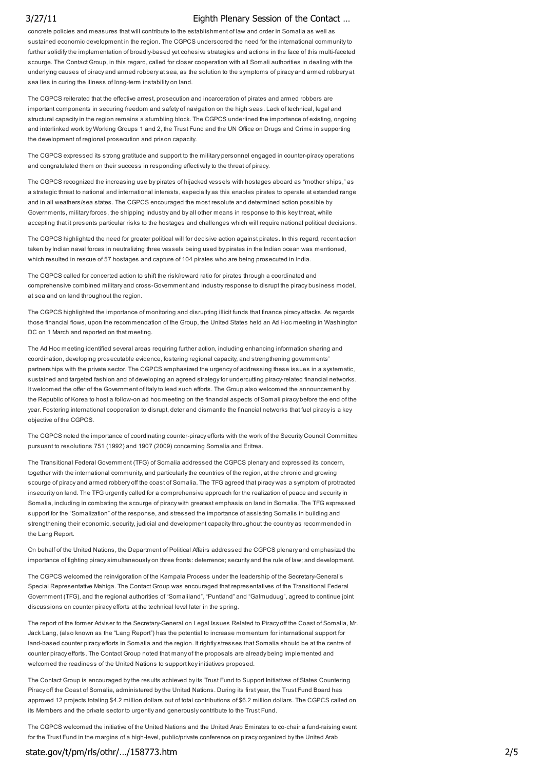concrete policies and measures that will contribute to the establishment of law and order in Somalia as well as sustained economic development in the region. The CGPCS underscored the need for the international community to further solidify the implementation of broadly-based yet cohesive strategies and actions in the face of this multi-faceted scourge. The Contact Group, in this regard, called for closer cooperation with all Somali authorities in dealing with the underlying causes of piracy and armed robbery at sea, as the solution to the symptoms of piracy and armed robbery at sea lies in curing the illness of long-term instability on land.

The CGPCS reiterated that the effective arrest, prosecution and incarceration of pirates and armed robbers are important components in securing freedom and safety of navigation on the high seas. Lack of technical, legal and structural capacity in the region remains a stumbling block. The CGPCS underlined the importance of existing, ongoing and interlinked work by Working Groups 1 and 2, the Trust Fund and the UN Office on Drugs and Crime in supporting the development of regional prosecution and prison capacity.

The CGPCS expressed its strong gratitude and support to the military personnel engaged in counter-piracy operations and congratulated them on their success in responding effectively to the threat of piracy.

The CGPCS recognized the increasing use by pirates of hijacked vessels with hostages aboard as "mother ships," as a strategic threat to national and international interests, especially as this enables pirates to operate at extended range and in all weathers/sea states. The CGPCS encouraged the most resolute and determined action possible by Governments, military forces, the shipping industry and by all other means in response to this key threat, while accepting that it presents particular risks to the hostages and challenges which will require national political decisions.

The CGPCS highlighted the need for greater political will for decisive action against pirates. In this regard, recent action taken by Indian naval forces in neutralizing three vessels being used by pirates in the Indian ocean was mentioned, which resulted in rescue of 57 hostages and capture of 104 pirates who are being prosecuted in India.

The CGPCS called for concerted action to shift the risk/reward ratio for pirates through a coordinated and comprehensive combined military and cross-Government and industry response to disrupt the piracy business model, at sea and on land throughout the region.

The CGPCS highlighted the importance of monitoring and disrupting illicit funds that finance piracy attacks. As regards those financial flows, upon the recommendation of the Group, the United States held an Ad Hoc meeting in Washington DC on 1 March and reported on that meeting.

The Ad Hoc meeting identified several areas requiring further action, including enhancing information sharing and coordination, developing prosecutable evidence, fostering regional capacity, and strengthening governments' partnerships with the private sector. The CGPCS emphasized the urgency of addressing these issues in a systematic, sustained and targeted fashion and of developing an agreed strategy for undercutting piracy-related financial networks. It welcomed the offer of the Government of Italy to lead such efforts. The Group also welcomed the announcement by the Republic of Korea to host a follow-on ad hoc meeting on the financial aspects of Somali piracy before the end of the year. Fostering international cooperation to disrupt, deter and dismantle the financial networks that fuel piracy is a key objective of the CGPCS.

The CGPCS noted the importance of coordinating counter-piracy efforts with the work of the Security Council Committee pursuant to resolutions 751 (1992) and 1907 (2009) concerning Somalia and Eritrea.

The Transitional Federal Government (TFG) of Somalia addressed the CGPCS plenary and expressed its concern, together with the international community, and particularly the countries of the region, at the chronic and growing scourge of piracy and armed robbery off the coast of Somalia. The TFG agreed that piracy was a symptom of protracted insecurity on land. The TFG urgently called for a comprehensive approach for the realization of peace and security in Somalia, including in combating the scourge of piracy with greatest emphasis on land in Somalia. The TFG expressed support for the "Somalization" of the response, and stressed the importance of assisting Somalis in building and strengthening their economic, security, judicial and development capacity throughout the country as recommended in the Lang Report.

On behalf of the United Nations, the Department of Political Affairs addressed the CGPCS plenary and emphasized the importance of fighting piracy simultaneously on three fronts: deterrence; security and the rule of law; and development.

The CGPCS welcomed the reinvigoration of the Kampala Process under the leadership of the Secretary-General's Special Representative Mahiga. The Contact Group was encouraged that representatives of the Transitional Federal Government (TFG), and the regional authorities of "Somaliland", "Puntland" and "Galmuduug", agreed to continue joint discussions on counter piracy efforts at the technical level later in the spring.

The report of the former Adviser to the Secretary-General on Legal Issues Related to Piracy off the Coast of Somalia, Mr. Jack Lang, (also known as the "Lang Report") has the potential to increase momentum for international support for land-based counter piracy efforts in Somalia and the region. It rightly stresses that Somalia should be at the centre of counter piracy efforts. The Contact Group noted that many of the proposals are already being implemented and welcomed the readiness of the United Nations to support key initiatives proposed.

The Contact Group is encouraged by the results achieved by its Trust Fund to Support Initiatives of States Countering Piracy off the Coast of Somalia, administered by the United Nations. During its first year, the Trust Fund Board has approved 12 projects totaling $4.2 million dollars out of total contributions of $6.2 million dollars. The CGPCS called on its Members and the private sector to urgently and generously contribute to the Trust Fund.

The CGPCS welcomed the initiative of the United Nations and the United Arab Emirates to co-chair a fund-raising event for the Trust Fund in the margins of a high-level, public/private conference on piracy organized by the United Arab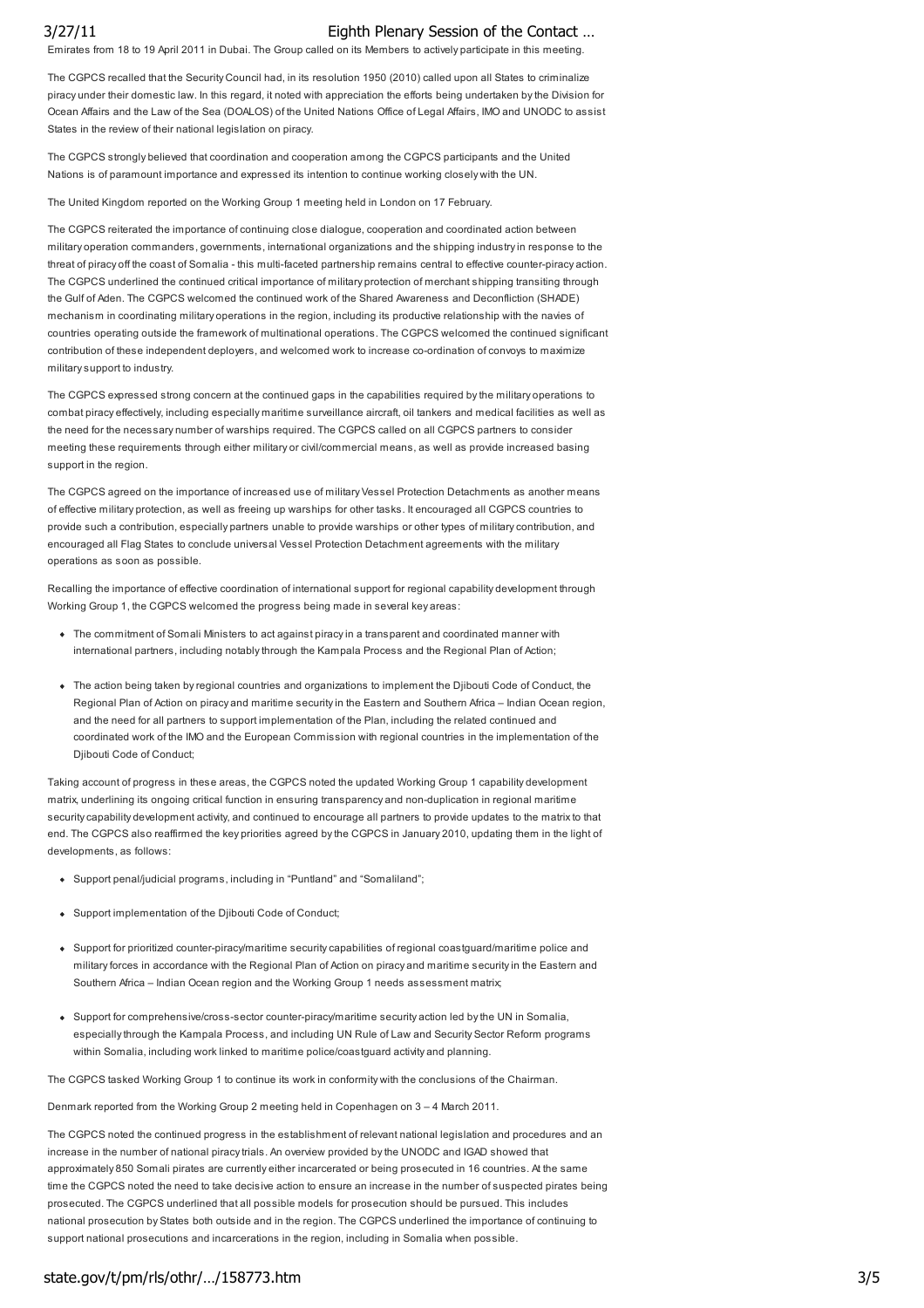Emirates from 18 to 19 April 2011 in Dubai. The Group called on its Members to actively participate in this meeting.

The CGPCS recalled that the Security Council had, in its resolution 1950 (2010) called upon all States to criminalize piracy under their domestic law. In this regard, it noted with appreciation the efforts being undertaken by the Division for Ocean Affairs and the Law of the Sea (DOALOS) of the United Nations Office of Legal Affairs, IMO and UNODC to assist States in the review of their national legislation on piracy.

The CGPCS strongly believed that coordination and cooperation among the CGPCS participants and the United Nations is of paramount importance and expressed its intention to continue working closely with the UN.

The United Kingdom reported on the Working Group 1 meeting held in London on 17 February.

The CGPCS reiterated the importance of continuing close dialogue, cooperation and coordinated action between military operation commanders, governments, international organizations and the shipping industry in response to the threat of piracy off the coast of Somalia - this multi-faceted partnership remains central to effective counter-piracy action. The CGPCS underlined the continued critical importance of military protection of merchant shipping transiting through the Gulf of Aden. The CGPCS welcomed the continued work of the Shared Awareness and Deconfliction (SHADE) mechanism in coordinating military operations in the region, including its productive relationship with the navies of countries operating outside the framework of multinational operations. The CGPCS welcomed the continued significant contribution of these independent deployers, and welcomed work to increase co-ordination of convoys to maximize military support to industry.

The CGPCS expressed strong concern at the continued gaps in the capabilities required by the military operations to combat piracy effectively, including especially maritime surveillance aircraft, oil tankers and medical facilities as well as the need for the necessary number of warships required. The CGPCS called on all CGPCS partners to consider meeting these requirements through either military or civil/commercial means, as well as provide increased basing support in the region.

The CGPCS agreed on the importance of increased use of military Vessel Protection Detachments as another means of effective military protection, as well as freeing up warships for other tasks. It encouraged all CGPCS countries to provide such a contribution, especially partners unable to provide warships or other types of military contribution, and encouraged all Flag States to conclude universal Vessel Protection Detachment agreements with the military operations as soon as possible.

Recalling the importance of effective coordination of international support for regional capability development through Working Group 1, the CGPCS welcomed the progress being made in several key areas:

- The commitment of Somali Ministers to act against piracy in a transparent and coordinated manner with international partners, including notably through the Kampala Process and the Regional Plan of Action;
- The action being taken by regional countries and organizations to implement the Djibouti Code of Conduct, the Regional Plan of Action on piracy and maritime security in the Eastern and Southern Africa – Indian Ocean region, and the need for all partners to support implementation of the Plan, including the related continued and coordinated work of the IMO and the European Commission with regional countries in the implementation of the Djibouti Code of Conduct;

Taking account of progress in these areas, the CGPCS noted the updated Working Group 1 capability development matrix, underlining its ongoing critical function in ensuring transparency and non-duplication in regional maritime security capability development activity, and continued to encourage all partners to provide updates to the matrix to that end. The CGPCS also reaffirmed the key priorities agreed by the CGPCS in January 2010, updating them in the light of developments, as follows:

- Support penal/judicial programs, including in "Puntland" and "Somaliland";
- Support implementation of the Djibouti Code of Conduct;
- Support for prioritized counter-piracy/maritime security capabilities of regional coastguard/maritime police and military forces in accordance with the Regional Plan of Action on piracy and maritime security in the Eastern and Southern Africa – Indian Ocean region and the Working Group 1 needs assessment matrix;
- Support for comprehensive/cross-sector counter-piracy/maritime security action led by the UN in Somalia, especially through the Kampala Process, and including UN Rule of Law and Security Sector Reform programs within Somalia, including work linked to maritime police/coastguard activity and planning.

The CGPCS tasked Working Group 1 to continue its work in conformity with the conclusions of the Chairman.

Denmark reported from the Working Group 2 meeting held in Copenhagen on 3 – 4 March 2011.

The CGPCS noted the continued progress in the establishment of relevant national legislation and procedures and an increase in the number of national piracy trials. An overview provided by the UNODC and IGAD showed that approximately 850 Somali pirates are currently either incarcerated or being prosecuted in 16 countries. At the same time the CGPCS noted the need to take decisive action to ensure an increase in the number of suspected pirates being prosecuted. The CGPCS underlined that all possible models for prosecution should be pursued. This includes national prosecution by States both outside and in the region. The CGPCS underlined the importance of continuing to support national prosecutions and incarcerations in the region, including in Somalia when possible.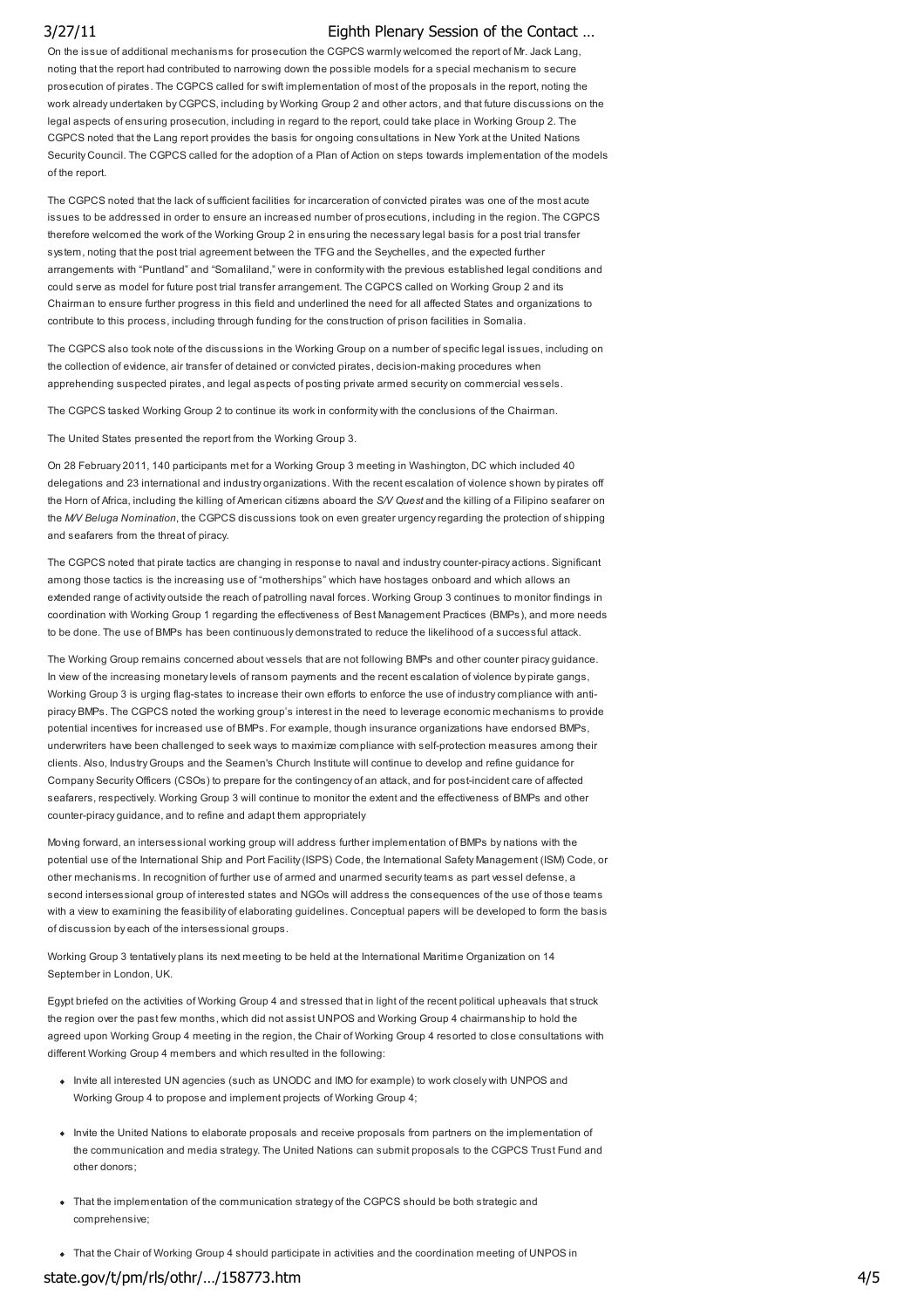On the issue of additional mechanisms for prosecution the CGPCS warmly welcomed the report of Mr. Jack Lang, noting that the report had contributed to narrowing down the possible models for a special mechanism to secure prosecution of pirates. The CGPCS called for swift implementation of most of the proposals in the report, noting the work already undertaken by CGPCS, including by Working Group 2 and other actors, and that future discussions on the legal aspects of ensuring prosecution, including in regard to the report, could take place in Working Group 2. The CGPCS noted that the Lang report provides the basis for ongoing consultations in New York at the United Nations Security Council. The CGPCS called for the adoption of a Plan of Action on steps towards implementation of the models of the report.

The CGPCS noted that the lack of sufficient facilities for incarceration of convicted pirates was one of the most acute issues to be addressed in order to ensure an increased number of prosecutions, including in the region. The CGPCS therefore welcomed the work of the Working Group 2 in ensuring the necessary legal basis for a post trial transfer system, noting that the post trial agreement between the TFG and the Seychelles, and the expected further arrangements with "Puntland" and "Somaliland," were in conformity with the previous established legal conditions and could serve as model for future post trial transfer arrangement. The CGPCS called on Working Group 2 and its Chairman to ensure further progress in this field and underlined the need for all affected States and organizations to contribute to this process, including through funding for the construction of prison facilities in Somalia.

The CGPCS also took note of the discussions in the Working Group on a number of specific legal issues, including on the collection of evidence, air transfer of detained or convicted pirates, decision-making procedures when apprehending suspected pirates, and legal aspects of posting private armed security on commercial vessels.

The CGPCS tasked Working Group 2 to continue its work in conformity with the conclusions of the Chairman.

The United States presented the report from the Working Group 3.

On 28 February 2011, 140 participants met for a Working Group 3 meeting in Washington, DC which included 40 delegations and 23 international and industry organizations. With the recent escalation of violence shown by pirates off the Horn of Africa, including the killing of American citizens aboard the *S/V Quest* and the killing of a Filipino seafarer on the *M/V Beluga Nomination*, the CGPCS discussions took on even greater urgency regarding the protection of shipping and seafarers from the threat of piracy.

The CGPCS noted that pirate tactics are changing in response to naval and industry counter-piracy actions. Significant among those tactics is the increasing use of "motherships" which have hostages onboard and which allows an extended range of activity outside the reach of patrolling naval forces. Working Group 3 continues to monitor findings in coordination with Working Group 1 regarding the effectiveness of Best Management Practices (BMPs), and more needs to be done. The use of BMPs has been continuously demonstrated to reduce the likelihood of a successful attack.

The Working Group remains concerned about vessels that are not following BMPs and other counter piracy guidance. In view of the increasing monetary levels of ransom payments and the recent escalation of violence by pirate gangs, Working Group 3 is urging flag-states to increase their own efforts to enforce the use of industry compliance with anti-piracy BMPs. The CGPCS noted the working group's interest in the need to leverage economic mechanisms to provide potential incentives for increased use of BMPs. For example, though insurance organizations have endorsed BMPs, underwriters have been challenged to seek ways to maximize compliance with self-protection measures among their clients. Also, Industry Groups and the Seamen's Church Institute will continue to develop and refine guidance for Company Security Officers (CSOs) to prepare for the contingency of an attack, and for post-incident care of affected seafarers, respectively. Working Group 3 will continue to monitor the extent and the effectiveness of BMPs and other counter-piracy guidance, and to refine and adapt them appropriately

Moving forward, an intersessional working group will address further implementation of BMPs by nations with the potential use of the International Ship and Port Facility (ISPS) Code, the International Safety Management (ISM) Code, or other mechanisms. In recognition of further use of armed and unarmed security teams as part vessel defense, a second intersessional group of interested states and NGOs will address the consequences of the use of those teams with a view to examining the feasibility of elaborating guidelines. Conceptual papers will be developed to form the basis of discussion by each of the intersessional groups.

Working Group 3 tentatively plans its next meeting to be held at the International Maritime Organization on 14 September in London, UK.

Egypt briefed on the activities of Working Group 4 and stressed that in light of the recent political upheavals that struck the region over the past few months, which did not assist UNPOS and Working Group 4 chairmanship to hold the agreed upon Working Group 4 meeting in the region, the Chair of Working Group 4 resorted to close consultations with different Working Group 4 members and which resulted in the following:

- Invite all interested UN agencies (such as UNODC and IMO for example) to work closely with UNPOS and Working Group 4 to propose and implement projects of Working Group 4;
- Invite the United Nations to elaborate proposals and receive proposals from partners on the implementation of the communication and media strategy. The United Nations can submit proposals to the CGPCS Trust Fund and other donors;
- That the implementation of the communication strategy of the CGPCS should be both strategic and comprehensive;
- That the Chair of Working Group 4 should participate in activities and the coordination meeting of UNPOS in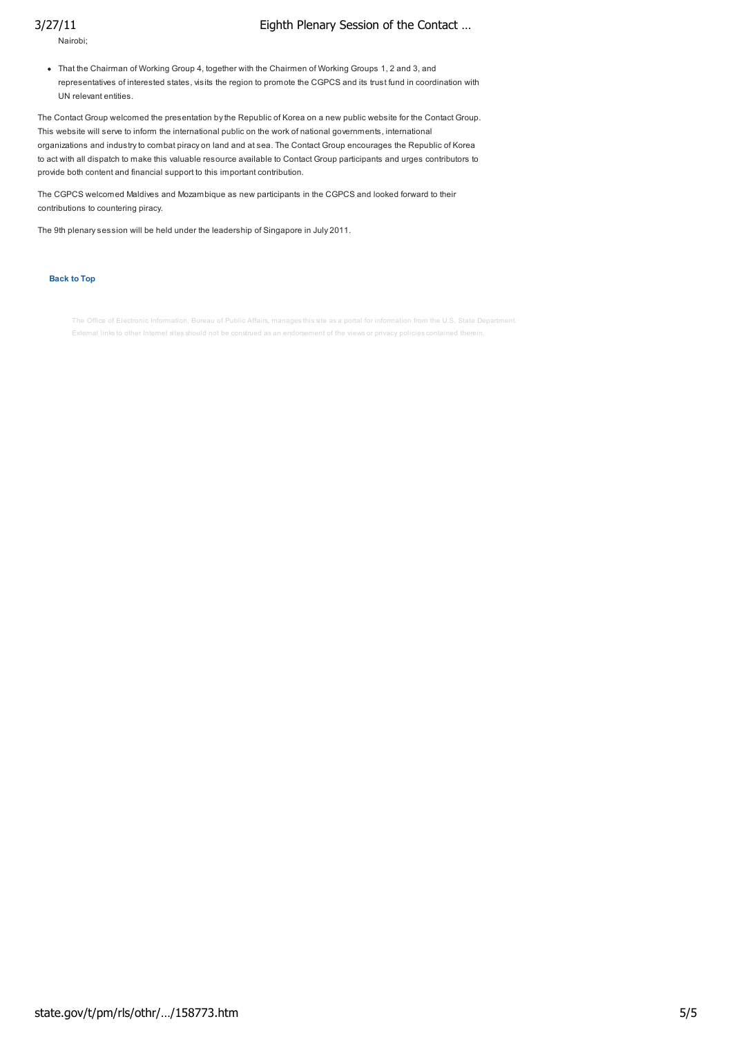Nairobi;

- That the Chairman of Working Group 4, together with the Chairmen of Working Groups 1, 2 and 3, and representatives of interested states, visits the region to promote the CGPCS and its trust fund in coordination with UN relevant entities.

The Contact Group welcomed the presentation by the Republic of Korea on a new public website for the Contact Group. This website will serve to inform the international public on the work of national governments, international organizations and industry to combat piracy on land and at sea. The Contact Group encourages the Republic of Korea to act with all dispatch to make this valuable resource available to Contact Group participants and urges contributors to provide both content and financial support to this important contribution.

The CGPCS welcomed Maldives and Mozambique as new participants in the CGPCS and looked forward to their contributions to countering piracy.

The 9th plenary session will be held under the leadership of Singapore in July 2011.

**Back to Top**

The Office of Electronic Information, Bureau of Public Affairs, manages this site as a portal for information from the U.S. State Department. External links to other Internet sites should not be construed as an endorsement of the views or privacy policies contained therein.